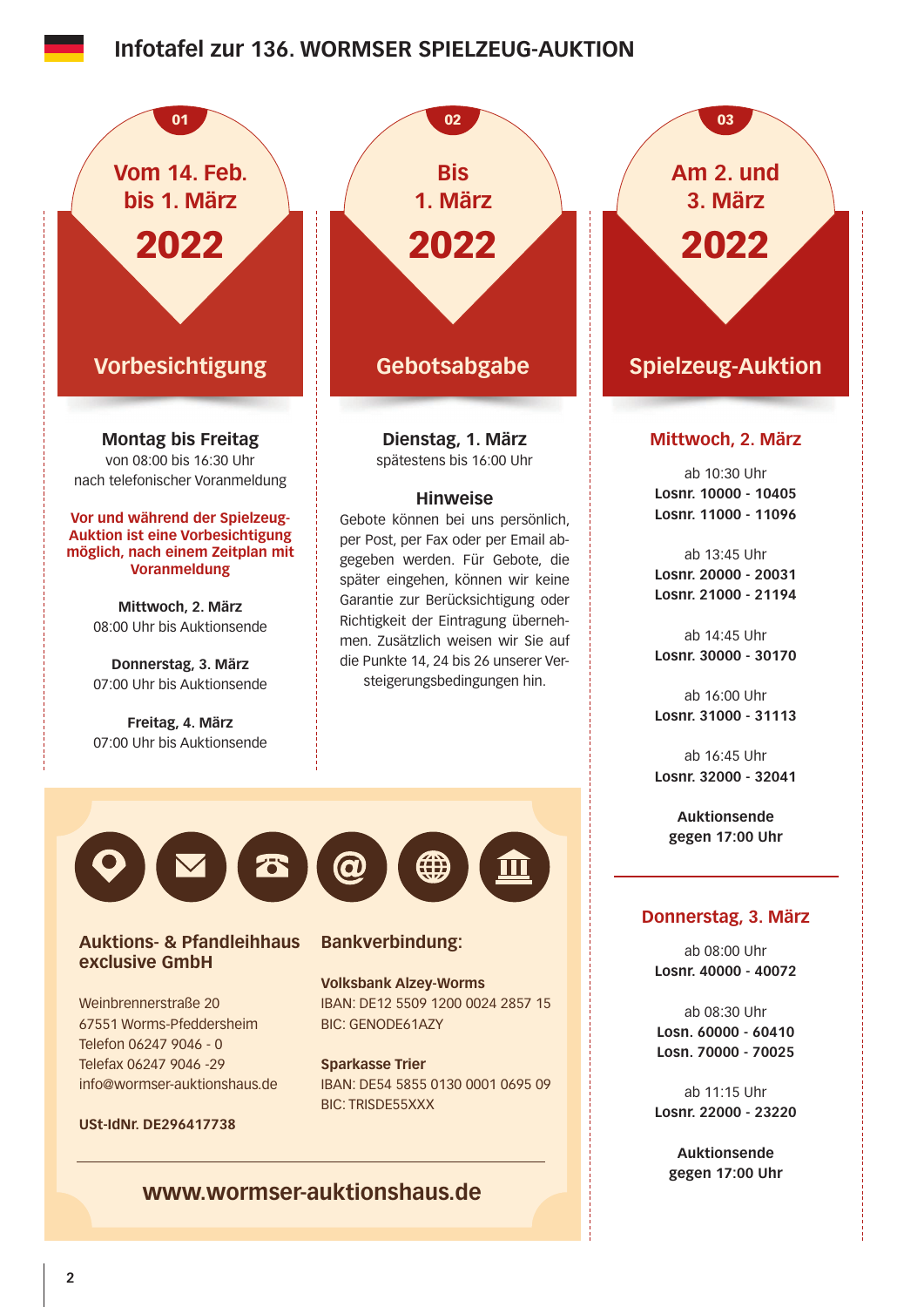# Infotafel zur 136. WORMSER SPIELZEUG-AUKTION

## 01 — Vom 14. Feb. bis 1. März 2022

### Vorbesichtigung

**Montag bis Freitag**
von 08:00 bis 16:30 Uhr
nach telefonischer Voranmeldung

**Vor und während der Spielzeug-Auktion ist eine Vorbesichtigung möglich, nach einem Zeitplan mit Voranmeldung**

**Mittwoch, 2. März**
08:00 Uhr bis Auktionsende

**Donnerstag, 3. März**
07:00 Uhr bis Auktionsende

**Freitag, 4. März**
07:00 Uhr bis Auktionsende

## 02 — Bis 1. März 2022

### Gebotsabgabe

**Dienstag, 1. März**
spätestens bis 16:00 Uhr

**Hinweise**

Gebote können bei uns persönlich, per Post, per Fax oder per Email abgegeben werden. Für Gebote, die später eingehen, können wir keine Garantie zur Berücksichtigung oder Richtigkeit der Eintragung übernehmen. Zusätzlich weisen wir Sie auf die Punkte 14, 24 bis 26 unserer Versteigerungsbedingungen hin.

## 03 — Am 2. und 3. März 2022

### Spielzeug-Auktion

**Mittwoch, 2. März**

ab 10:30 Uhr
**Losnr. 10000 - 10405**
**Losnr. 11000 - 11096**

ab 13:45 Uhr
**Losnr. 20000 - 20031**
**Losnr. 21000 - 21194**

ab 14:45 Uhr
**Losnr. 30000 - 30170**

ab 16:00 Uhr
**Losnr. 31000 - 31113**

ab 16:45 Uhr
**Losnr. 32000 - 32041**

**Auktionsende gegen 17:00 Uhr**

**Donnerstag, 3. März**

ab 08:00 Uhr
**Losnr. 40000 - 40072**

ab 08:30 Uhr
**Losn. 60000 - 60410**
**Losn. 70000 - 70025**

ab 11:15 Uhr
**Losnr. 22000 - 23220**

**Auktionsende gegen 17:00 Uhr**

---

**Auktions- & Pfandleihhaus exclusive GmbH**

Weinbrennerstraße 20
67551 Worms-Pfeddersheim
Telefon 06247 9046 - 0
Telefax 06247 9046 -29
info@wormser-auktionshaus.de

**USt-IdNr. DE296417738**

**Bankverbindung:**

**Volksbank Alzey-Worms**
IBAN: DE12 5509 1200 0024 2857 15
BIC: GENODE61AZY

**Sparkasse Trier**
IBAN: DE54 5855 0130 0001 0695 09
BIC: TRISDE55XXX

**www.wormser-auktionshaus.de**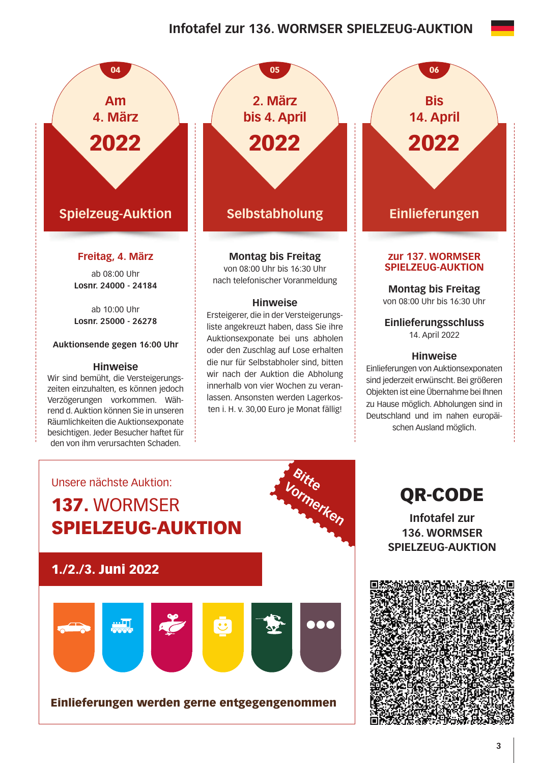# Infotafel zur 136. WORMSER SPIELZEUG-AUKTION

## 04 — Am 4. März 2022

### Spielzeug-Auktion

**Freitag, 4. März**

ab 08:00 Uhr
**Losnr. 24000 - 24184**

ab 10:00 Uhr
**Losnr. 25000 - 26278**

**Auktionsende gegen 16:00 Uhr**

**Hinweise**

Wir sind bemüht, die Versteigerungszeiten einzuhalten, es können jedoch Verzögerungen vorkommen. Während d. Auktion können Sie in unseren Räumlichkeiten die Auktionsexponate besichtigen. Jeder Besucher haftet für den von ihm verursachten Schaden.

## 05 — 2. März bis 4. April 2022

### Selbstabholung

**Montag bis Freitag**

von 08:00 Uhr bis 16:30 Uhr
nach telefonischer Voranmeldung

**Hinweise**

Ersteigerer, die in der Versteigerungsliste angekreuzt haben, dass Sie ihre Auktionsexponate bei uns abholen oder den Zuschlag auf Lose erhalten die nur für Selbstabholer sind, bitten wir nach der Auktion die Abholung innerhalb von vier Wochen zu veranlassen. Ansonsten werden Lagerkosten i. H. v. 30,00 Euro je Monat fällig!

## 06 — Bis 14. April 2022

### Einlieferungen

**zur 137. WORMSER SPIELZEUG-AUKTION**

**Montag bis Freitag**

von 08:00 Uhr bis 16:30 Uhr

**Einlieferungsschluss**

14. April 2022

**Hinweise**

Einlieferungen von Auktionsexponaten sind jederzeit erwünscht. Bei größeren Objekten ist eine Übernahme bei Ihnen zu Hause möglich. Abholungen sind in Deutschland und im nahen europäischen Ausland möglich.

---

Unsere nächste Auktion:

## 137. WORMSER SPIELZEUG-AUKTION

Bitte Vormerken

**1./2./3. Juni 2022**

**Einlieferungen werden gerne entgegengenommen**

## QR-CODE

**Infotafel zur 136. WORMSER SPIELZEUG-AUKTION**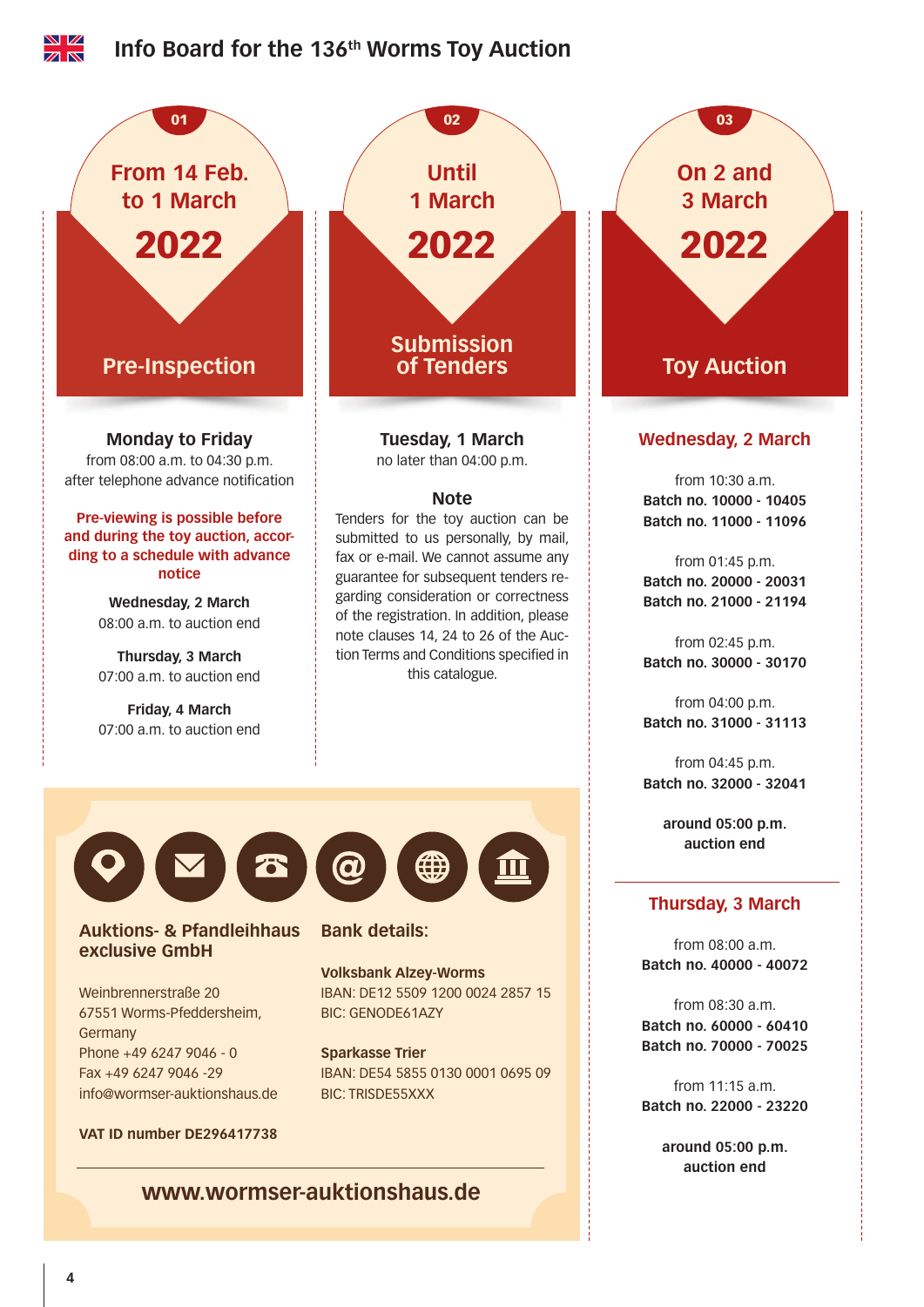# Info Board for the 136th Worms Toy Auction

## 01 — From 14 Feb. to 1 March 2022

### Pre-Inspection

**Monday to Friday**
from 08:00 a.m. to 04:30 p.m.
after telephone advance notification

**Pre-viewing is possible before and during the toy auction, according to a schedule with advance notice**

**Wednesday, 2 March**
08:00 a.m. to auction end

**Thursday, 3 March**
07:00 a.m. to auction end

**Friday, 4 March**
07:00 a.m. to auction end

## 02 — Until 1 March 2022

### Submission of Tenders

**Tuesday, 1 March**
no later than 04:00 p.m.

**Note**

Tenders for the toy auction can be submitted to us personally, by mail, fax or e-mail. We cannot assume any guarantee for subsequent tenders regarding consideration or correctness of the registration. In addition, please note clauses 14, 24 to 26 of the Auction Terms and Conditions specified in this catalogue.

## 03 — On 2 and 3 March 2022

### Toy Auction

**Wednesday, 2 March**

from 10:30 a.m.
**Batch no. 10000 - 10405**
**Batch no. 11000 - 11096**

from 01:45 p.m.
**Batch no. 20000 - 20031**
**Batch no. 21000 - 21194**

from 02:45 p.m.
**Batch no. 30000 - 30170**

from 04:00 p.m.
**Batch no. 31000 - 31113**

from 04:45 p.m.
**Batch no. 32000 - 32041**

**around 05:00 p.m. auction end**

**Thursday, 3 March**

from 08:00 a.m.
**Batch no. 40000 - 40072**

from 08:30 a.m.
**Batch no. 60000 - 60410**
**Batch no. 70000 - 70025**

from 11:15 a.m.
**Batch no. 22000 - 23220**

**around 05:00 p.m. auction end**

---

**Auktions- & Pfandleihhaus exclusive GmbH**

Weinbrennerstraße 20
67551 Worms-Pfeddersheim,
Germany
Phone +49 6247 9046 - 0
Fax +49 6247 9046 -29
info@wormser-auktionshaus.de

**VAT ID number DE296417738**

**Bank details:**

**Volksbank Alzey-Worms**
IBAN: DE12 5509 1200 0024 2857 15
BIC: GENODE61AZY

**Sparkasse Trier**
IBAN: DE54 5855 0130 0001 0695 09
BIC: TRISDE55XXX

**www.wormser-auktionshaus.de**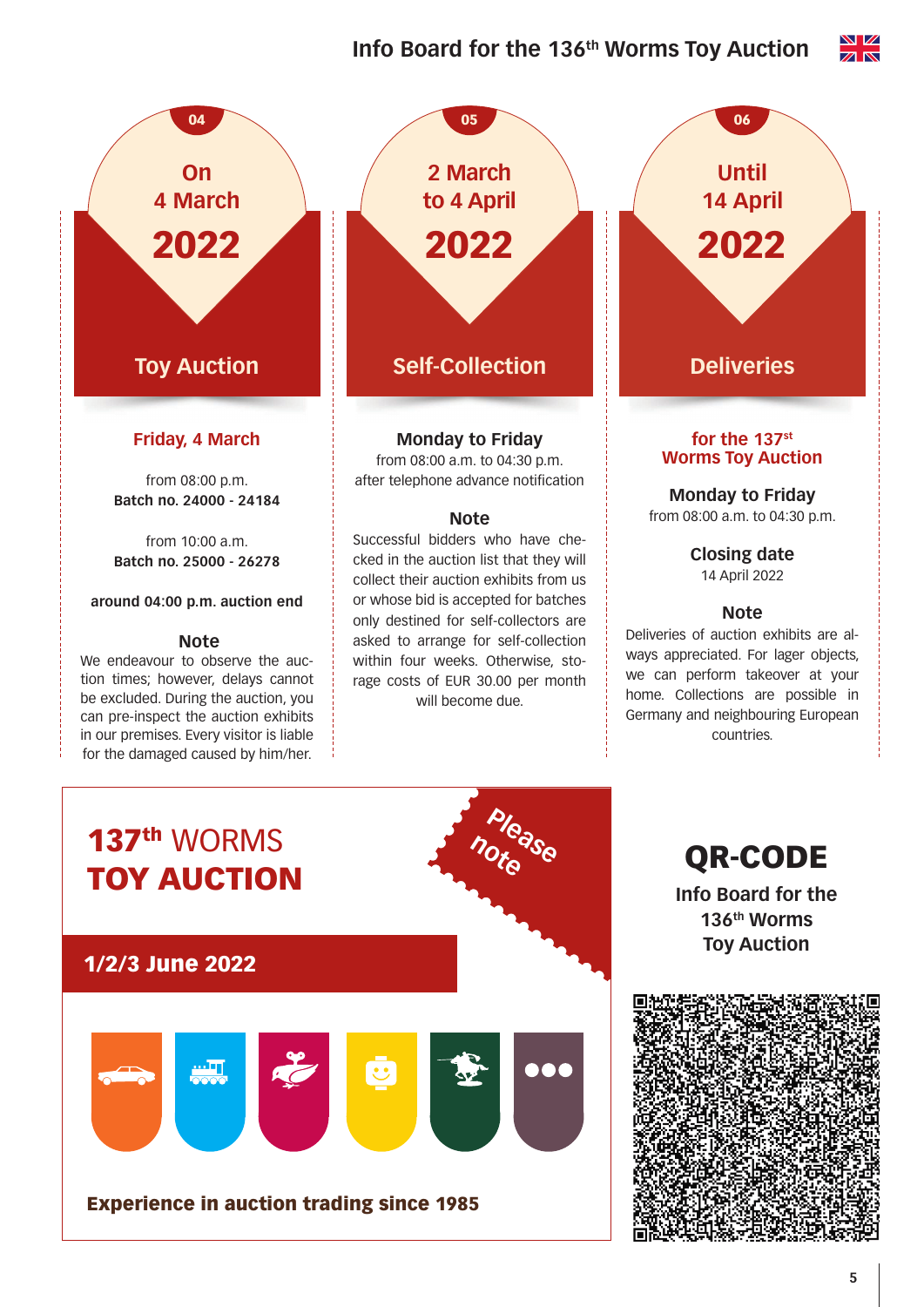# Info Board for the 136th Worms Toy Auction

## 04

On
4 March
**2022**

### Toy Auction

**Friday, 4 March**

from 08:00 p.m.
**Batch no. 24000 - 24184**

from 10:00 a.m.
**Batch no. 25000 - 26278**

**around 04:00 p.m. auction end**

**Note**
We endeavour to observe the auction times; however, delays cannot be excluded. During the auction, you can pre-inspect the auction exhibits in our premises. Every visitor is liable for the damaged caused by him/her.

## 05

2 March
to 4 April
**2022**

### Self-Collection

**Monday to Friday**
from 08:00 a.m. to 04:30 p.m.
after telephone advance notification

**Note**
Successful bidders who have checked in the auction list that they will collect their auction exhibits from us or whose bid is accepted for batches only destined for self-collectors are asked to arrange for self-collection within four weeks. Otherwise, storage costs of EUR 30.00 per month will become due.

## 06

Until
14 April
**2022**

### Deliveries

**for the 137st Worms Toy Auction**

**Monday to Friday**
from 08:00 a.m. to 04:30 p.m.

**Closing date**
14 April 2022

**Note**
Deliveries of auction exhibits are always appreciated. For lager objects, we can perform takeover at your home. Collections are possible in Germany and neighbouring European countries.

---

## 137th WORMS TOY AUCTION

Please note

**1/2/3 June 2022**

**Experience in auction trading since 1985**

## QR-CODE

**Info Board for the 136th Worms Toy Auction**